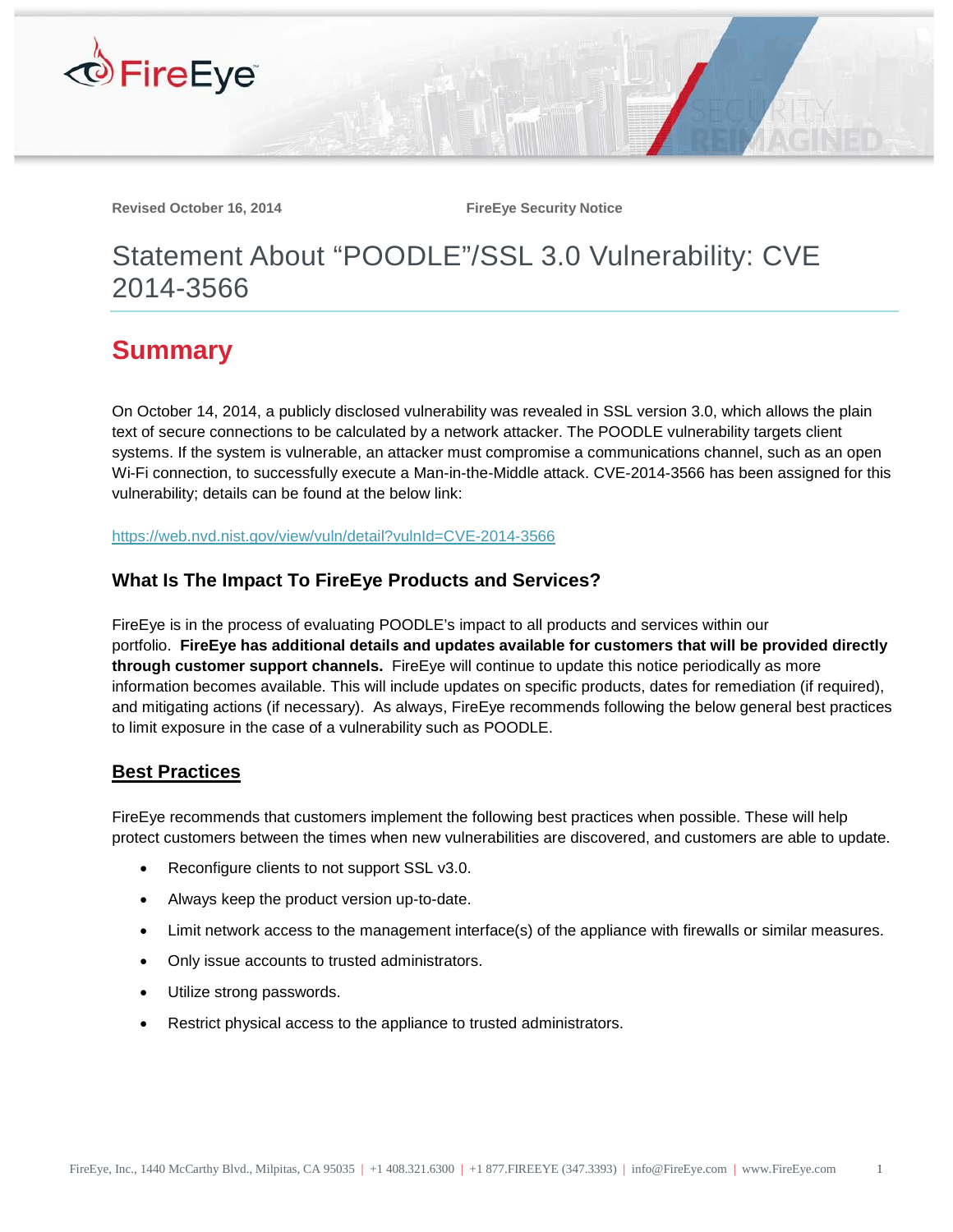Revised October 16, 2014 FireEye Security Notice

# Statement About "POODLE"/SSL 3.0 Vulnerability: CVE 2014-3566

## Summary

On October 14, 2014, a publicly disclosed vulnerability was revealed in SSL version 3.0, which allows the plain text of secure connections to be calculated by a network attacker. The POODLE vulnerability targets client systems. If the system is vulnerable, an attacker must compromise a communications channel, such as an open Wi-Fi connection, to successfully execute a Man-in-the-Middle attack. CVE-2014-3566 has been assigned for this vulnerability; details can be found at the below link:

https://web.nvd.nist.gov/view/vuln/detail?vulnId=CVE-2014-3566

### What Is The Impact To FireEye Products and Services?

FireEye is in the process of evaluating POODLE's impact to all products and services within our portfolio. **FireEye has additional details and updates available for customers that will be provided directly through customer support channels.** FireEye will continue to update this notice periodically as more information becomes available. This will include updates on specific products, dates for remediation (if required), and mitigating actions (if necessary). As always, FireEye recommends following the below general best practices to limit exposure in the case of a vulnerability such as POODLE.

### Best Practices

FireEye recommends that customers implement the following best practices when possible. These will help protect customers between the times when new vulnerabilities are discovered, and customers are able to update.

- Reconfigure clients to not support SSL v3.0.
- Always keep the product version up-to-date.
- Limit network access to the management interface(s) of the appliance with firewalls or similar measures.
- Only issue accounts to trusted administrators.
- Utilize strong passwords.
- Restrict physical access to the appliance to trusted administrators.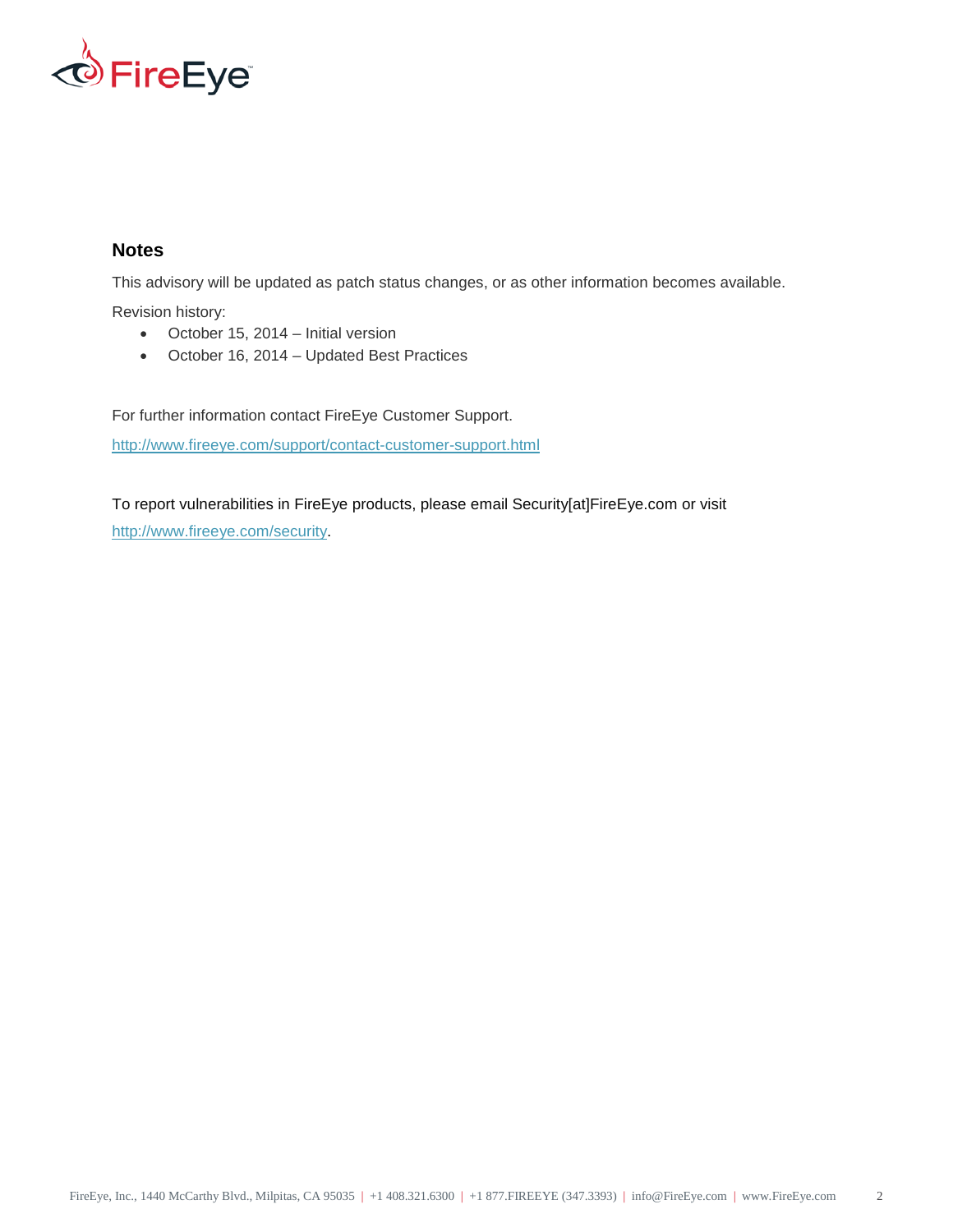## Notes

This advisory will be updated as patch status changes, or as other information becomes available.

Revision history:

- October 15, 2014 – Initial version
- October 16, 2014 – Updated Best Practices

For further information contact FireEye Customer Support.

http://www.fireeye.com/support/contact-customer-support.html

To report vulnerabilities in FireEye products, please email Security[at]FireEye.com or visit http://www.fireeye.com/security.